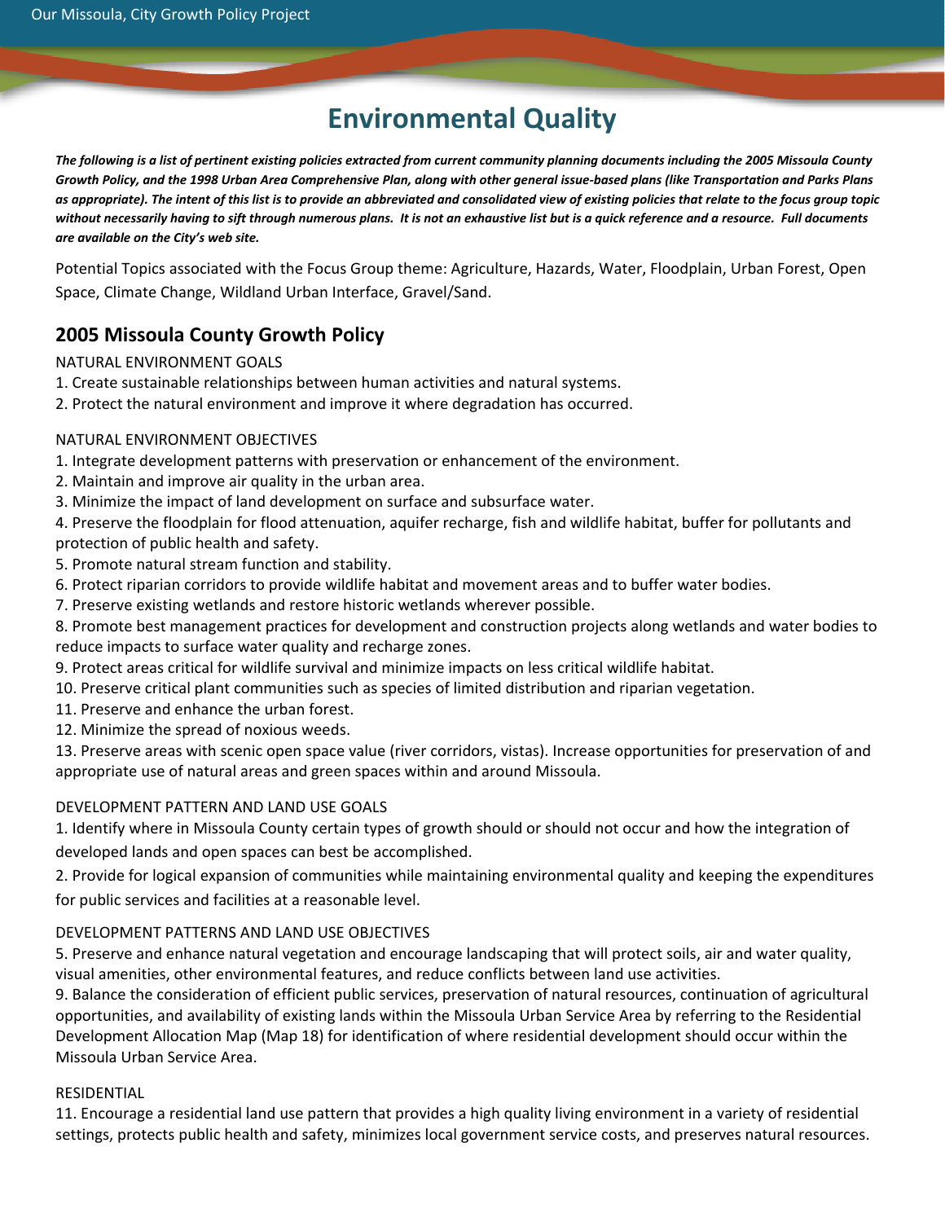# Environmental Quality

***The following is a list of pertinent existing policies extracted from current community planning documents including the 2005 Missoula County Growth Policy, and the 1998 Urban Area Comprehensive Plan, along with other general issue-based plans (like Transportation and Parks Plans as appropriate). The intent of this list is to provide an abbreviated and consolidated view of existing policies that relate to the focus group topic without necessarily having to sift through numerous plans. It is not an exhaustive list but is a quick reference and a resource. Full documents are available on the City's web site.***

Potential Topics associated with the Focus Group theme: Agriculture, Hazards, Water, Floodplain, Urban Forest, Open Space, Climate Change, Wildland Urban Interface, Gravel/Sand.

## 2005 Missoula County Growth Policy

NATURAL ENVIRONMENT GOALS

1. Create sustainable relationships between human activities and natural systems.
2. Protect the natural environment and improve it where degradation has occurred.

NATURAL ENVIRONMENT OBJECTIVES

1. Integrate development patterns with preservation or enhancement of the environment.
2. Maintain and improve air quality in the urban area.
3. Minimize the impact of land development on surface and subsurface water.
4. Preserve the floodplain for flood attenuation, aquifer recharge, fish and wildlife habitat, buffer for pollutants and protection of public health and safety.
5. Promote natural stream function and stability.
6. Protect riparian corridors to provide wildlife habitat and movement areas and to buffer water bodies.
7. Preserve existing wetlands and restore historic wetlands wherever possible.
8. Promote best management practices for development and construction projects along wetlands and water bodies to reduce impacts to surface water quality and recharge zones.
9. Protect areas critical for wildlife survival and minimize impacts on less critical wildlife habitat.
10. Preserve critical plant communities such as species of limited distribution and riparian vegetation.
11. Preserve and enhance the urban forest.
12. Minimize the spread of noxious weeds.
13. Preserve areas with scenic open space value (river corridors, vistas). Increase opportunities for preservation of and appropriate use of natural areas and green spaces within and around Missoula.

DEVELOPMENT PATTERN AND LAND USE GOALS

1. Identify where in Missoula County certain types of growth should or should not occur and how the integration of developed lands and open spaces can best be accomplished.
2. Provide for logical expansion of communities while maintaining environmental quality and keeping the expenditures for public services and facilities at a reasonable level.

DEVELOPMENT PATTERNS AND LAND USE OBJECTIVES

5. Preserve and enhance natural vegetation and encourage landscaping that will protect soils, air and water quality, visual amenities, other environmental features, and reduce conflicts between land use activities.
9. Balance the consideration of efficient public services, preservation of natural resources, continuation of agricultural opportunities, and availability of existing lands within the Missoula Urban Service Area by referring to the Residential Development Allocation Map (Map 18) for identification of where residential development should occur within the Missoula Urban Service Area.

RESIDENTIAL

11. Encourage a residential land use pattern that provides a high quality living environment in a variety of residential settings, protects public health and safety, minimizes local government service costs, and preserves natural resources.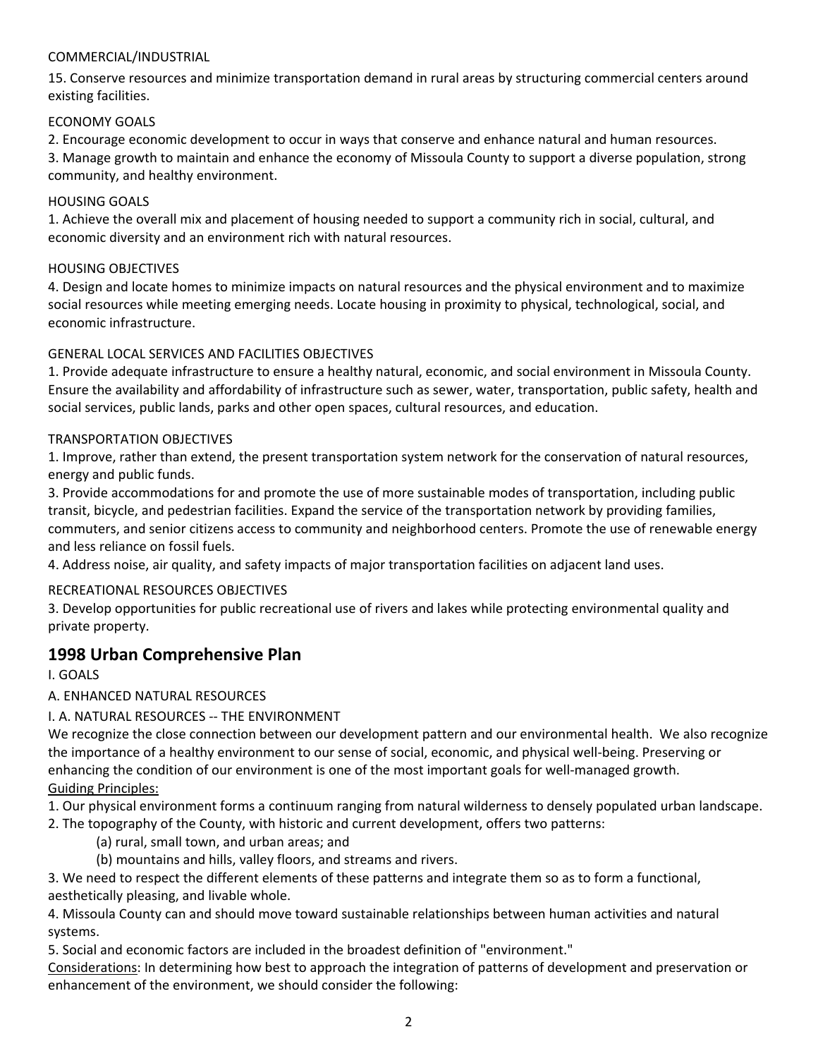COMMERCIAL/INDUSTRIAL

15. Conserve resources and minimize transportation demand in rural areas by structuring commercial centers around existing facilities.

ECONOMY GOALS

2. Encourage economic development to occur in ways that conserve and enhance natural and human resources.
3. Manage growth to maintain and enhance the economy of Missoula County to support a diverse population, strong community, and healthy environment.

HOUSING GOALS

1. Achieve the overall mix and placement of housing needed to support a community rich in social, cultural, and economic diversity and an environment rich with natural resources.

HOUSING OBJECTIVES

4. Design and locate homes to minimize impacts on natural resources and the physical environment and to maximize social resources while meeting emerging needs. Locate housing in proximity to physical, technological, social, and economic infrastructure.

GENERAL LOCAL SERVICES AND FACILITIES OBJECTIVES

1. Provide adequate infrastructure to ensure a healthy natural, economic, and social environment in Missoula County. Ensure the availability and affordability of infrastructure such as sewer, water, transportation, public safety, health and social services, public lands, parks and other open spaces, cultural resources, and education.

TRANSPORTATION OBJECTIVES

1. Improve, rather than extend, the present transportation system network for the conservation of natural resources, energy and public funds.
3. Provide accommodations for and promote the use of more sustainable modes of transportation, including public transit, bicycle, and pedestrian facilities. Expand the service of the transportation network by providing families, commuters, and senior citizens access to community and neighborhood centers. Promote the use of renewable energy and less reliance on fossil fuels.
4. Address noise, air quality, and safety impacts of major transportation facilities on adjacent land uses.

RECREATIONAL RESOURCES OBJECTIVES

3. Develop opportunities for public recreational use of rivers and lakes while protecting environmental quality and private property.

## 1998 Urban Comprehensive Plan

I. GOALS

A. ENHANCED NATURAL RESOURCES

I. A. NATURAL RESOURCES -- THE ENVIRONMENT

We recognize the close connection between our development pattern and our environmental health. We also recognize the importance of a healthy environment to our sense of social, economic, and physical well-being. Preserving or enhancing the condition of our environment is one of the most important goals for well-managed growth.

Guiding Principles:

1. Our physical environment forms a continuum ranging from natural wilderness to densely populated urban landscape.
2. The topography of the County, with historic and current development, offers two patterns:
   (a) rural, small town, and urban areas; and
   (b) mountains and hills, valley floors, and streams and rivers.
3. We need to respect the different elements of these patterns and integrate them so as to form a functional, aesthetically pleasing, and livable whole.
4. Missoula County can and should move toward sustainable relationships between human activities and natural systems.
5. Social and economic factors are included in the broadest definition of "environment."

Considerations: In determining how best to approach the integration of patterns of development and preservation or enhancement of the environment, we should consider the following: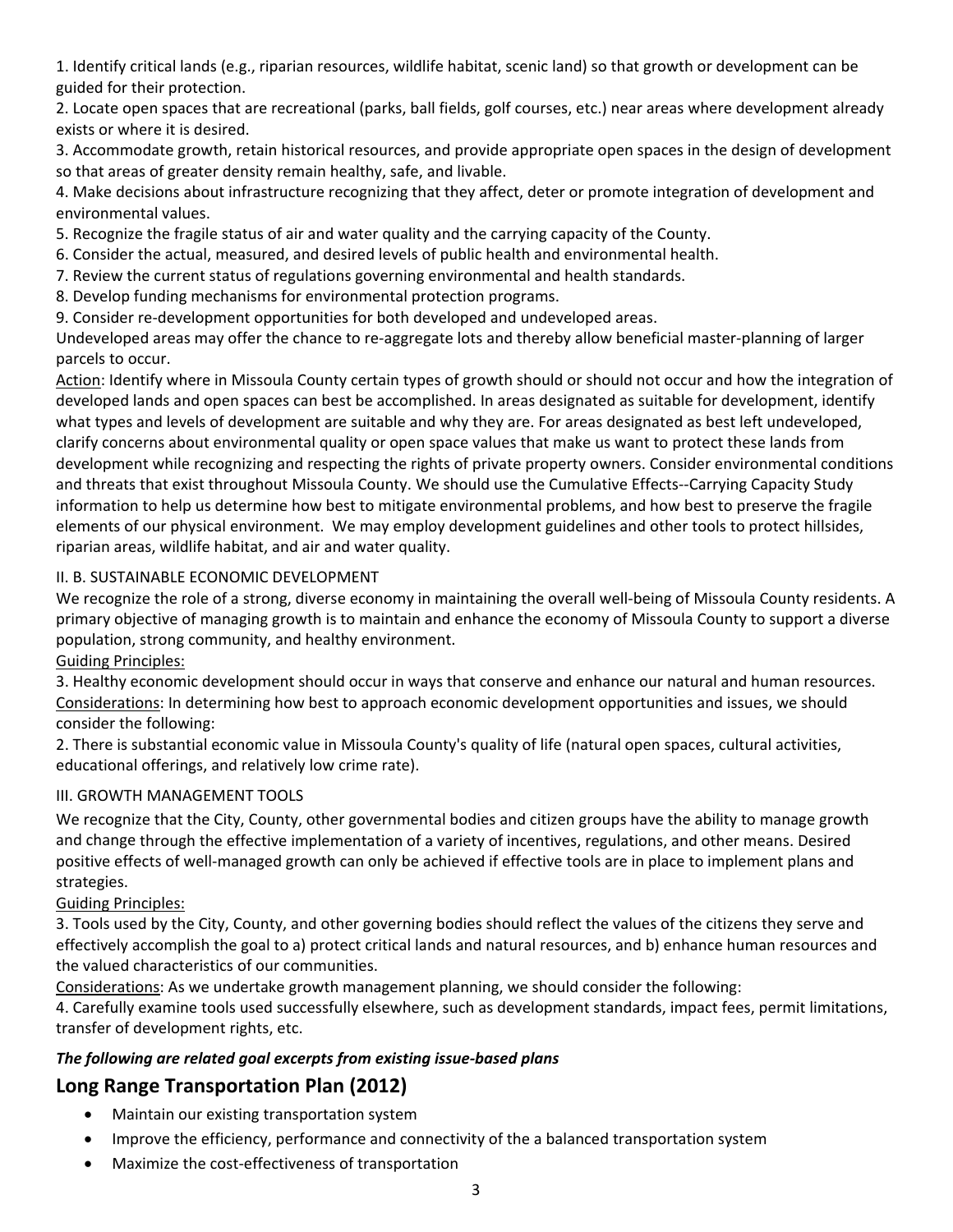1. Identify critical lands (e.g., riparian resources, wildlife habitat, scenic land) so that growth or development can be guided for their protection.
2. Locate open spaces that are recreational (parks, ball fields, golf courses, etc.) near areas where development already exists or where it is desired.
3. Accommodate growth, retain historical resources, and provide appropriate open spaces in the design of development so that areas of greater density remain healthy, safe, and livable.
4. Make decisions about infrastructure recognizing that they affect, deter or promote integration of development and environmental values.
5. Recognize the fragile status of air and water quality and the carrying capacity of the County.
6. Consider the actual, measured, and desired levels of public health and environmental health.
7. Review the current status of regulations governing environmental and health standards.
8. Develop funding mechanisms for environmental protection programs.
9. Consider re-development opportunities for both developed and undeveloped areas.

Undeveloped areas may offer the chance to re-aggregate lots and thereby allow beneficial master-planning of larger parcels to occur.

Action: Identify where in Missoula County certain types of growth should or should not occur and how the integration of developed lands and open spaces can best be accomplished. In areas designated as suitable for development, identify what types and levels of development are suitable and why they are. For areas designated as best left undeveloped, clarify concerns about environmental quality or open space values that make us want to protect these lands from development while recognizing and respecting the rights of private property owners. Consider environmental conditions and threats that exist throughout Missoula County. We should use the Cumulative Effects--Carrying Capacity Study information to help us determine how best to mitigate environmental problems, and how best to preserve the fragile elements of our physical environment. We may employ development guidelines and other tools to protect hillsides, riparian areas, wildlife habitat, and air and water quality.

II. B. SUSTAINABLE ECONOMIC DEVELOPMENT

We recognize the role of a strong, diverse economy in maintaining the overall well-being of Missoula County residents. A primary objective of managing growth is to maintain and enhance the economy of Missoula County to support a diverse population, strong community, and healthy environment.

Guiding Principles:

3. Healthy economic development should occur in ways that conserve and enhance our natural and human resources.

Considerations: In determining how best to approach economic development opportunities and issues, we should consider the following:

2. There is substantial economic value in Missoula County's quality of life (natural open spaces, cultural activities, educational offerings, and relatively low crime rate).

III. GROWTH MANAGEMENT TOOLS

We recognize that the City, County, other governmental bodies and citizen groups have the ability to manage growth and change through the effective implementation of a variety of incentives, regulations, and other means. Desired positive effects of well-managed growth can only be achieved if effective tools are in place to implement plans and strategies.

Guiding Principles:

3. Tools used by the City, County, and other governing bodies should reflect the values of the citizens they serve and effectively accomplish the goal to a) protect critical lands and natural resources, and b) enhance human resources and the valued characteristics of our communities.

Considerations: As we undertake growth management planning, we should consider the following:

4. Carefully examine tools used successfully elsewhere, such as development standards, impact fees, permit limitations, transfer of development rights, etc.

***The following are related goal excerpts from existing issue-based plans***

## Long Range Transportation Plan (2012)

- Maintain our existing transportation system
- Improve the efficiency, performance and connectivity of the a balanced transportation system
- Maximize the cost-effectiveness of transportation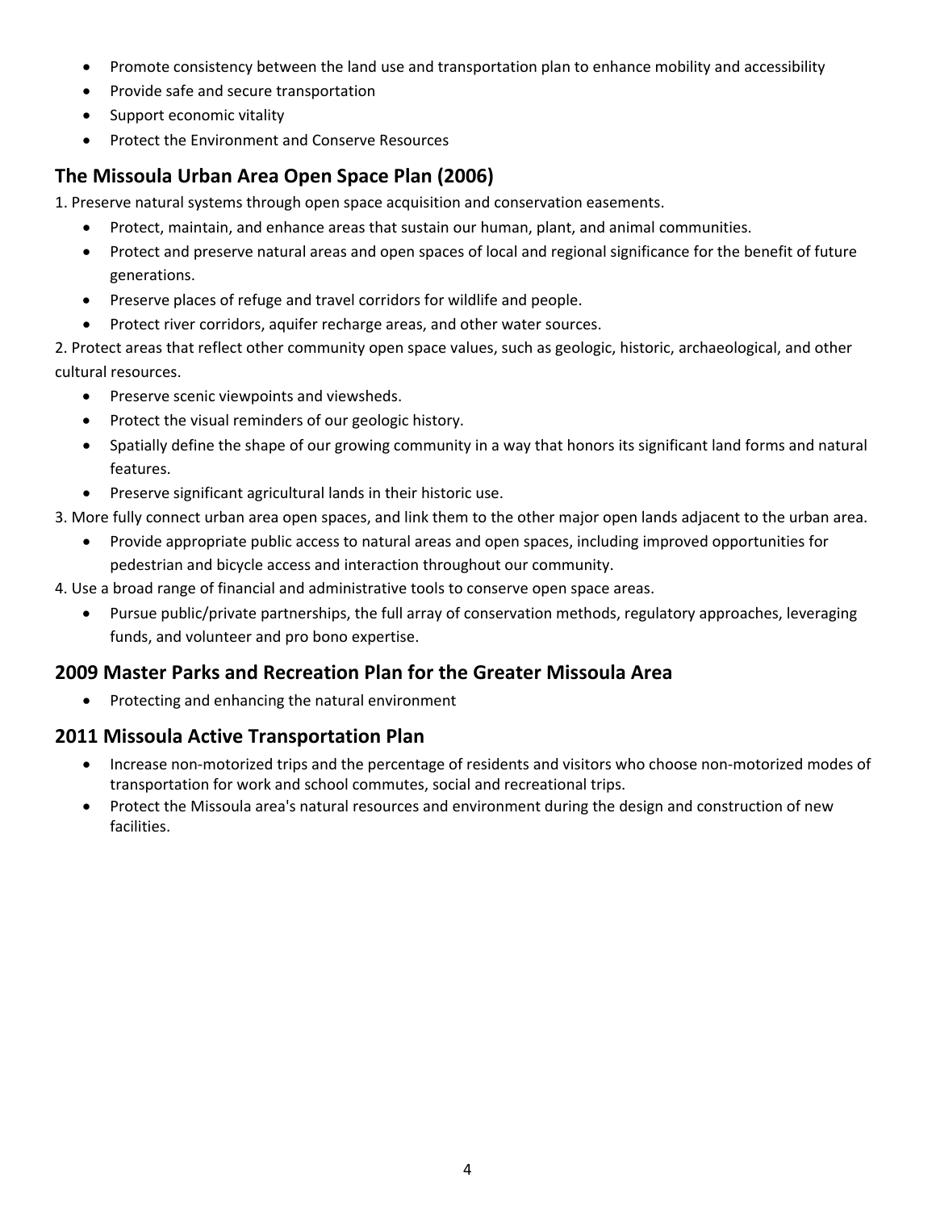- Promote consistency between the land use and transportation plan to enhance mobility and accessibility
- Provide safe and secure transportation
- Support economic vitality
- Protect the Environment and Conserve Resources

## The Missoula Urban Area Open Space Plan (2006)

1. Preserve natural systems through open space acquisition and conservation easements.
   - Protect, maintain, and enhance areas that sustain our human, plant, and animal communities.
   - Protect and preserve natural areas and open spaces of local and regional significance for the benefit of future generations.
   - Preserve places of refuge and travel corridors for wildlife and people.
   - Protect river corridors, aquifer recharge areas, and other water sources.
2. Protect areas that reflect other community open space values, such as geologic, historic, archaeological, and other cultural resources.
   - Preserve scenic viewpoints and viewsheds.
   - Protect the visual reminders of our geologic history.
   - Spatially define the shape of our growing community in a way that honors its significant land forms and natural features.
   - Preserve significant agricultural lands in their historic use.
3. More fully connect urban area open spaces, and link them to the other major open lands adjacent to the urban area.
   - Provide appropriate public access to natural areas and open spaces, including improved opportunities for pedestrian and bicycle access and interaction throughout our community.
4. Use a broad range of financial and administrative tools to conserve open space areas.
   - Pursue public/private partnerships, the full array of conservation methods, regulatory approaches, leveraging funds, and volunteer and pro bono expertise.

## 2009 Master Parks and Recreation Plan for the Greater Missoula Area

- Protecting and enhancing the natural environment

## 2011 Missoula Active Transportation Plan

- Increase non-motorized trips and the percentage of residents and visitors who choose non-motorized modes of transportation for work and school commutes, social and recreational trips.
- Protect the Missoula area's natural resources and environment during the design and construction of new facilities.